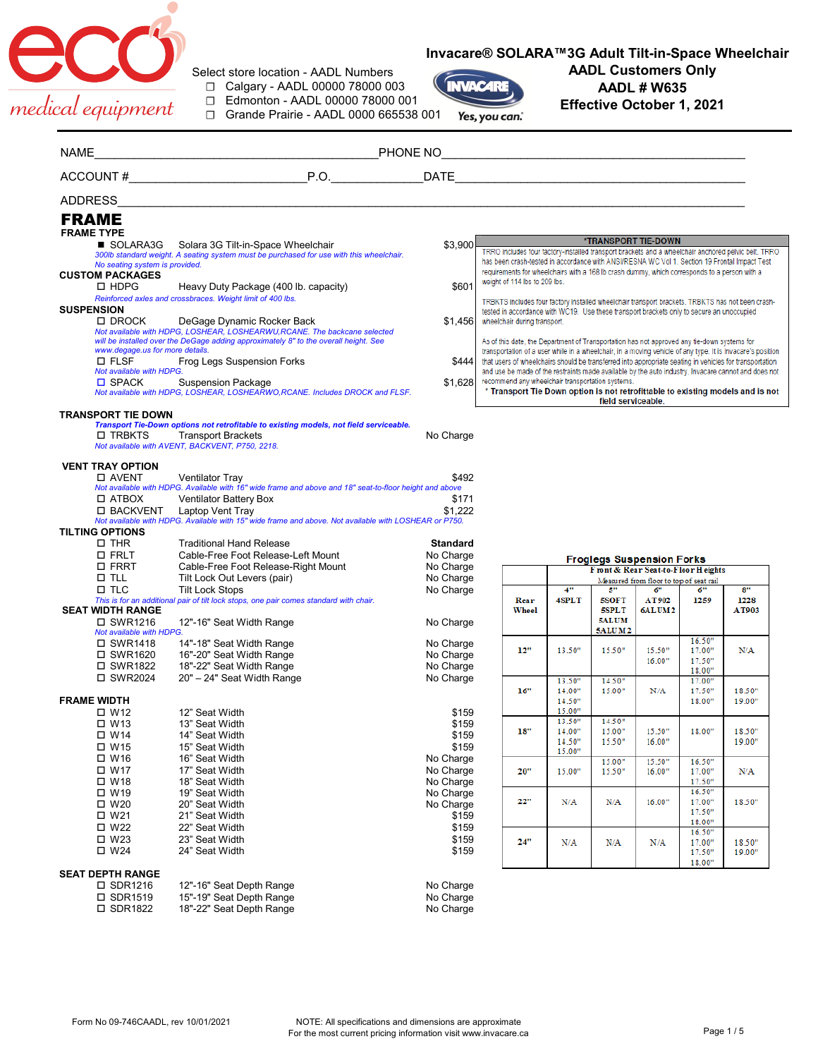eco medical equipment

Select store location - AADL Numbers

- ☐ Calgary - AADL 00000 78000 003
- ☐ Edmonton - AADL 00000 78000 001
- ☐ Grande Prairie - AADL 0000 665538 001

INVACARE Yes, you can.

**Invacare® SOLARA™3G Adult Tilt-in-Space Wheelchair**
**AADL Customers Only**
**AADL # W635**
**Effective October 1, 2021**

NAME\_\_\_\_\_\_\_\_\_\_\_\_\_\_\_\_\_\_\_\_ PHONE NO\_\_\_\_\_\_\_\_\_\_\_\_\_\_\_\_\_\_\_\_

ACCOUNT #\_\_\_\_\_\_\_\_\_\_\_\_\_\_\_\_ P.O.\_\_\_\_\_\_\_\_\_\_\_\_ DATE\_\_\_\_\_\_\_\_\_\_\_\_\_\_\_\_

ADDRESS\_\_\_\_\_\_\_\_\_\_\_\_\_\_\_\_\_\_\_\_\_\_\_\_\_\_\_\_\_\_\_\_\_\_\_\_\_\_\_\_

# FRAME

## FRAME TYPE

■ SOLARA3G — Solara 3G Tilt-in-Space Wheelchair — $3,900
*300lb standard weight. A seating system must be purchased for use with this wheelchair. No seating system is provided.*

## CUSTOM PACKAGES

☐ HDPG — Heavy Duty Package (400 lb. capacity) — $601
*Reinforced axles and crossbraces. Weight limit of 400 lbs.*

## SUSPENSION

☐ DROCK — DeGage Dynamic Rocker Back — $1,456
*Not available with HDPG, LOSHEAR, LOSHEARWU,RCANE. The backcane selected will be installed over the DeGage adding approximately 8" to the overall height. See www.degage.us for more details.*

☐ FLSF — Frog Legs Suspension Forks — $444
*Not available with HDPG.*

☐ SPACK — Suspension Package — $1,628
*Not available with HDPG, LOSHEAR, LOSHEARWO,RCANE. Includes DROCK and FLSF.*

## TRANSPORT TIE DOWN

***Transport Tie-Down options not retrofitable to existing models, not field serviceable.***

☐ TRBKTS — Transport Brackets — No Charge
*Not available with AVENT, BACKVENT, P750, 2218.*

**\*TRANSPORT TIE-DOWN**

TRRO includes four factory-installed transport brackets and a wheelchair anchored pelvic belt. TRRO has been crash-tested in accordance with ANSI/RESNA WC Vol 1. Section 19 Frontal Impact Test requirements for wheelchairs with a 168 lb crash dummy, which corresponds to a person with a weight of 114 lbs to 209 lbs.

TRBKTS includes four factory installed wheelchair transport brackets. TRBKTS has not been crash-tested in accordance with WC19. Use these transport brackets only to secure an unoccupied wheelchair during transport.

As of this date, the Department of Transportation has not approved any tie-down systems for transportation of a user while in a wheelchair, in a moving vehicle of any type. It is Invacare's position that users of wheelchairs should be transferred into appropriate seating in vehicles for transportation and use be made of the restraints made available by the auto industry. Invacare cannot and does not recommend any wheelchair transportation systems.

**\* Transport Tie Down option is not retrofittable to existing models and is not field serviceable.**

## VENT TRAY OPTION

☐ AVENT — Ventilator Tray — $492
*Not available with HDPG. Available with 16" wide frame and above and 18" seat-to-floor height and above*

☐ ATBOX — Ventilator Battery Box — $171

☐ BACKVENT — Laptop Vent Tray — $1,222
*Not available with HDPG. Available with 15" wide frame and above. Not available with LOSHEAR or P750.*

## TILTING OPTIONS

| Code | Description | Price |
|---|---|---|
| ☐ THR | Traditional Hand Release | **Standard** |
| ☐ FRLT | Cable-Free Foot Release-Left Mount | No Charge |
| ☐ FRRT | Cable-Free Foot Release-Right Mount | No Charge |
| ☐ TLL | Tilt Lock Out Levers (pair) | No Charge |
| ☐ TLC | Tilt Lock Stops | No Charge |

*This is for an additional pair of tilt lock stops, one pair comes standard with chair.*

## SEAT WIDTH RANGE

| Code | Description | Price |
|---|---|---|
| ☐ SWR1216 | 12"-16" Seat Width Range *(Not available with HDPG.)* | No Charge |
| ☐ SWR1418 | 14"-18" Seat Width Range | No Charge |
| ☐ SWR1620 | 16"-20" Seat Width Range | No Charge |
| ☐ SWR1822 | 18"-22" Seat Width Range | No Charge |
| ☐ SWR2024 | 20" – 24" Seat Width Range | No Charge |

## FRAME WIDTH

| Code | Description | Price |
|---|---|---|
| ☐ W12 | 12" Seat Width | $159 |
| ☐ W13 | 13" Seat Width | $159 |
| ☐ W14 | 14" Seat Width | $159 |
| ☐ W15 | 15" Seat Width | $159 |
| ☐ W16 | 16" Seat Width | No Charge |
| ☐ W17 | 17" Seat Width | No Charge |
| ☐ W18 | 18" Seat Width | No Charge |
| ☐ W19 | 19" Seat Width | No Charge |
| ☐ W20 | 20" Seat Width | No Charge |
| ☐ W21 | 21" Seat Width | $159 |
| ☐ W22 | 22" Seat Width | $159 |
| ☐ W23 | 23" Seat Width | $159 |
| ☐ W24 | 24" Seat Width | $159 |

## SEAT DEPTH RANGE

| Code | Description | Price |
|---|---|---|
| ☐ SDR1216 | 12"-16" Seat Depth Range | No Charge |
| ☐ SDR1519 | 15"-19" Seat Depth Range | No Charge |
| ☐ SDR1822 | 18"-22" Seat Depth Range | No Charge |

**Froglegs Suspension Forks**

Front & Rear Seat-to-Floor Heights (Measured from floor to top of seat rail)

| Rear Wheel | 4" 4SPLT | 5" 5SOFT 5SPLT 5ALUM 5ALUM2 | 6" AT902 6ALUM2 | 6" 1259 | 8" 1228 AT903 |
|---|---|---|---|---|---|
| 12" | 13.50" | 15.50" | 15.50" 16.00" | 16.50" 17.00" 17.50" 18.00" | N/A |
| 16" | 13.50" 14.00" 14.50" 15.00" | 14.50" 15.00" | N/A | 17.00" 17.50" 18.00" | 18.50" 19.00" |
| 18" | 13.50" 14.00" 14.50" 15.00" | 14.50" 15.00" 15.50" | 15.50" 16.00" | 18.00" | 18.50" 19.00" |
| 20" | 15.00" | 15.00" 15.50" | 15.50" 16.00" | 16.50" 17.00" 17.50" | N/A |
| 22" | N/A | N/A | 16.00" | 16.50" 17.00" 17.50" 18.00" | 18.50" |
| 24" | N/A | N/A | N/A | 16.50" 17.00" 17.50" 18.00" | 18.50" 19.00" |

Form No 09-746CAADL, rev 10/01/2021

NOTE: All specifications and dimensions are approximate
For the most current pricing information visit www.invacare.ca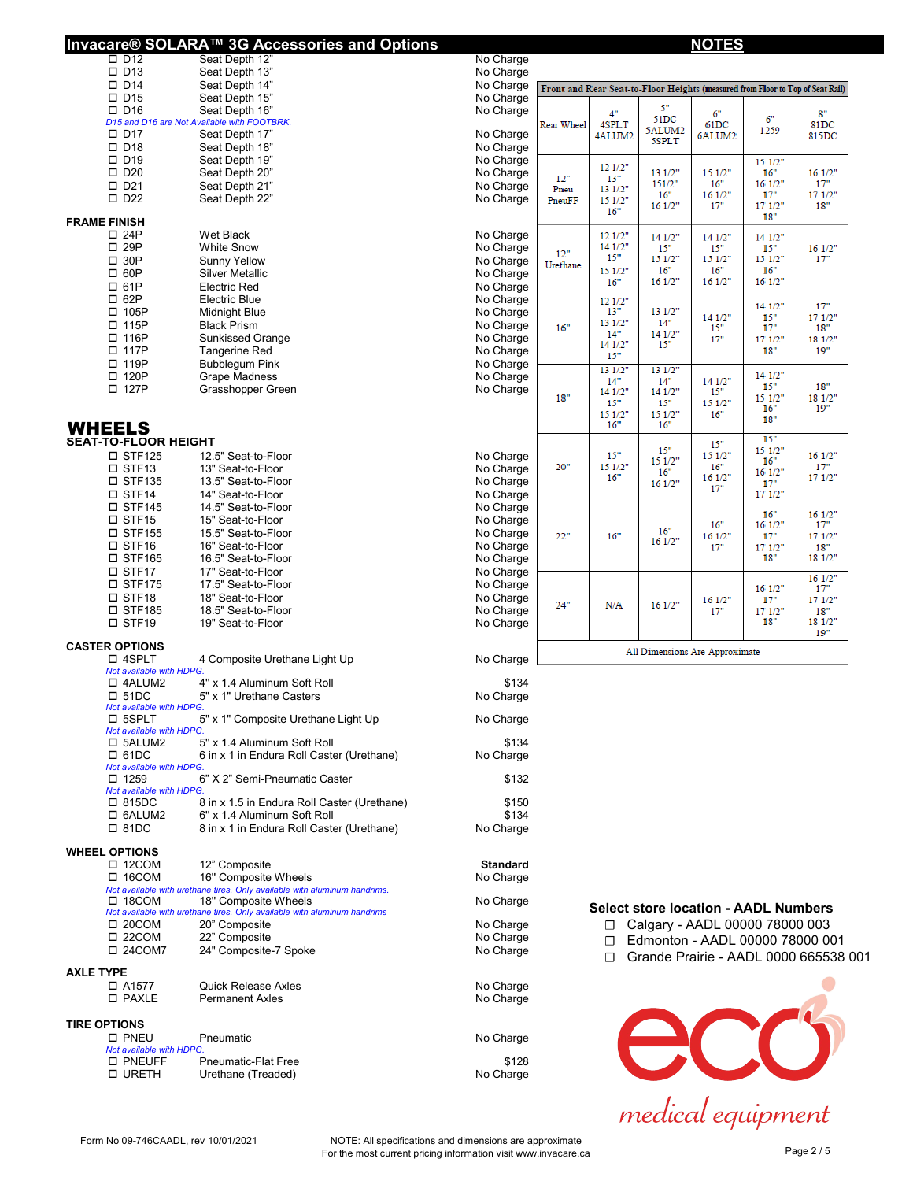# Invacare® SOLARA™ 3G Accessories and Options

| | | |
|---|---|---|
| ☐ D12 | Seat Depth 12" | No Charge |
| ☐ D13 | Seat Depth 13" | No Charge |
| ☐ D14 | Seat Depth 14" | No Charge |
| ☐ D15 | Seat Depth 15" | No Charge |
| ☐ D16 | Seat Depth 16" | No Charge |

*D15 and D16 are Not Available with FOOTBRK.*

| | | |
|---|---|---|
| ☐ D17 | Seat Depth 17" | No Charge |
| ☐ D18 | Seat Depth 18" | No Charge |
| ☐ D19 | Seat Depth 19" | No Charge |
| ☐ D20 | Seat Depth 20" | No Charge |
| ☐ D21 | Seat Depth 21" | No Charge |
| ☐ D22 | Seat Depth 22" | No Charge |

### FRAME FINISH

| | | |
|---|---|---|
| ☐ 24P | Wet Black | No Charge |
| ☐ 29P | White Snow | No Charge |
| ☐ 30P | Sunny Yellow | No Charge |
| ☐ 60P | Silver Metallic | No Charge |
| ☐ 61P | Electric Red | No Charge |
| ☐ 62P | Electric Blue | No Charge |
| ☐ 105P | Midnight Blue | No Charge |
| ☐ 115P | Black Prism | No Charge |
| ☐ 116P | Sunkissed Orange | No Charge |
| ☐ 117P | Tangerine Red | No Charge |
| ☐ 119P | Bubblegum Pink | No Charge |
| ☐ 120P | Grape Madness | No Charge |
| ☐ 127P | Grasshopper Green | No Charge |

## WHEELS

### SEAT-TO-FLOOR HEIGHT

| | | |
|---|---|---|
| ☐ STF125 | 12.5" Seat-to-Floor | No Charge |
| ☐ STF13 | 13" Seat-to-Floor | No Charge |
| ☐ STF135 | 13.5" Seat-to-Floor | No Charge |
| ☐ STF14 | 14" Seat-to-Floor | No Charge |
| ☐ STF145 | 14.5" Seat-to-Floor | No Charge |
| ☐ STF15 | 15" Seat-to-Floor | No Charge |
| ☐ STF155 | 15.5" Seat-to-Floor | No Charge |
| ☐ STF16 | 16" Seat-to-Floor | No Charge |
| ☐ STF165 | 16.5" Seat-to-Floor | No Charge |
| ☐ STF17 | 17" Seat-to-Floor | No Charge |
| ☐ STF175 | 17.5" Seat-to-Floor | No Charge |
| ☐ STF18 | 18" Seat-to-Floor | No Charge |
| ☐ STF185 | 18.5" Seat-to-Floor | No Charge |
| ☐ STF19 | 19" Seat-to-Floor | No Charge |

### CASTER OPTIONS

| | | |
|---|---|---|
| ☐ 4SPLT | 4 Composite Urethane Light Up | No Charge |

*Not available with HDPG.*

| | | |
|---|---|---|
| ☐ 4ALUM2 | 4" x 1.4 Aluminum Soft Roll | $134 |
| ☐ 51DC | 5" x 1" Urethane Casters | No Charge |

*Not available with HDPG.*

| | | |
|---|---|---|
| ☐ 5SPLT | 5" x 1" Composite Urethane Light Up | No Charge |

*Not available with HDPG.*

| | | |
|---|---|---|
| ☐ 5ALUM2 | 5" x 1.4 Aluminum Soft Roll | $134 |
| ☐ 61DC | 6 in x 1 in Endura Roll Caster (Urethane) | No Charge |

*Not available with HDPG.*

| | | |
|---|---|---|
| ☐ 1259 | 6" X 2" Semi-Pneumatic Caster | $132 |

*Not available with HDPG.*

| | | |
|---|---|---|
| ☐ 815DC | 8 in x 1.5 in Endura Roll Caster (Urethane) | $150 |
| ☐ 6ALUM2 | 6" x 1.4 Aluminum Soft Roll | $134 |
| ☐ 81DC | 8 in x 1 in Endura Roll Caster (Urethane) | No Charge |

### WHEEL OPTIONS

| | | |
|---|---|---|
| ☐ 12COM | 12" Composite | **Standard** |
| ☐ 16COM | 16" Composite Wheels | No Charge |

*Not available with urethane tires. Only available with aluminum handrims.*

| | | |
|---|---|---|
| ☐ 18COM | 18" Composite Wheels | No Charge |

*Not available with urethane tires. Only available with aluminum handrims*

| | | |
|---|---|---|
| ☐ 20COM | 20" Composite | No Charge |
| ☐ 22COM | 22" Composite | No Charge |
| ☐ 24COM7 | 24" Composite-7 Spoke | No Charge |

### AXLE TYPE

| | | |
|---|---|---|
| ☐ A1577 | Quick Release Axles | No Charge |
| ☐ PAXLE | Permanent Axles | No Charge |

### TIRE OPTIONS

| | | |
|---|---|---|
| ☐ PNEU | Pneumatic | No Charge |

*Not available with HDPG.*

| | | |
|---|---|---|
| ☐ PNEUFF | Pneumatic-Flat Free | $128 |
| ☐ URETH | Urethane (Treaded) | No Charge |

## NOTES

**Front and Rear Seat-to-Floor Heights (measured from Floor to Top of Seat Rail)**

| Rear Wheel | 4" 4SPLT 4ALUM2 | 5" 51DC 5ALUM2 5SPLT | 6" 61DC 6ALUM2 | 6" 1259 | 8" 81DC 815DC |
|---|---|---|---|---|---|
| 12" Pneu PneuFF | 12 1/2" 13" 13 1/2" 15 1/2" 16" | 13 1/2" 151/2" 16" 16 1/2" | 15 1/2" 16" 16 1/2" 17" | 15 1/2" 16" 16 1/2" 17" 17 1/2" 18" | 16 1/2" 17" 17 1/2" 18" |
| 12" Urethane | 12 1/2" 14 1/2" 15" 15 1/2" 16" | 14 1/2" 15" 15 1/2" 16" 16 1/2" | 14 1/2" 15" 15 1/2" 16" 16 1/2" | 14 1/2" 15" 15 1/2" 16" 16 1/2" | 16 1/2" 17" |
| 16" | 12 1/2" 13" 13 1/2" 14" 14 1/2" 15" | 13 1/2" 14" 14 1/2" 15" | 14 1/2" 15" 17" | 14 1/2" 15" 17" 17 1/2" 18" | 17" 17 1/2" 18" 18 1/2" 19" |
| 18" | 13 1/2" 14" 14 1/2" 15" 15 1/2" 16" | 13 1/2" 14" 14 1/2" 15" 15 1/2" 16" | 14 1/2" 15" 15 1/2" 16" | 14 1/2" 15" 15 1/2" 16" 18" | 18" 18 1/2" 19" |
| 20" | 15" 15 1/2" 16" | 15" 15 1/2" 16" 16 1/2" | 15" 15 1/2" 16" 16 1/2" 17" | 15" 15 1/2" 16" 16 1/2" 17" 17 1/2" | 16 1/2" 17" 17 1/2" |
| 22" | 16" | 16" 16 1/2" | 16" 16 1/2" 17" | 16" 16 1/2" 17" 17 1/2" 18" | 16 1/2" 17" 17 1/2" 18" 18 1/2" |
| 24" | N/A | 16 1/2" | 16 1/2" 17" | 16 1/2" 17" 17 1/2" 18" | 16 1/2" 17" 17 1/2" 18" 18 1/2" 19" |

All Dimensions Are Approximate

**Select store location - AADL Numbers**

- ☐ Calgary - AADL 00000 78000 003
- ☐ Edmonton - AADL 00000 78000 001
- ☐ Grande Prairie - AADL 0000 665538 001

eco medical equipment

Form No 09-746CAADL, rev 10/01/2021

NOTE: All specifications and dimensions are approximate
For the most current pricing information visit www.invacare.ca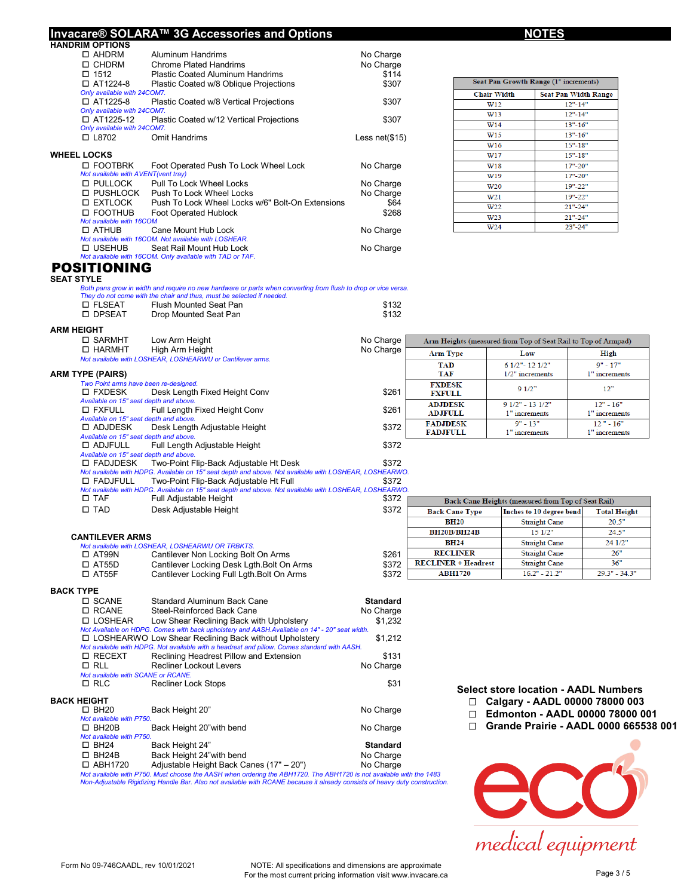# Invacare® SOLARA™ 3G Accessories and Options

## HANDRIM OPTIONS

- ☐ AHDRM — Aluminum Handrims — No Charge
- ☐ CHDRM — Chrome Plated Handrims — No Charge
- ☐ 1512 — Plastic Coated Aluminum Handrims — $114
- ☐ AT1224-8 — Plastic Coated w/8 Oblique Projections — $307
  *Only available with 24COM7.*
- ☐ AT1225-8 — Plastic Coated w/8 Vertical Projections — $307
  *Only available with 24COM7.*
- ☐ AT1225-12 — Plastic Coated w/12 Vertical Projections — $307
  *Only available with 24COM7.*
- ☐ L8702 — Omit Handrims — Less net($15)

## WHEEL LOCKS

- ☐ FOOTBRK — Foot Operated Push To Lock Wheel Lock — No Charge
  *Not available with AVENT(vent tray)*
- ☐ PULLOCK — Pull To Lock Wheel Locks — No Charge
- ☐ PUSHLOCK — Push To Lock Wheel Locks — No Charge
- ☐ EXTLOCK — Push To Lock Wheel Locks w/6" Bolt-On Extensions — $64
- ☐ FOOTHUB — Foot Operated Hublock — $268
  *Not available with 16COM*
- ☐ ATHUB — Cane Mount Hub Lock — No Charge
  *Not available with 16COM. Not available with LOSHEAR.*
- ☐ USEHUB — Seat Rail Mount Hub Lock — No Charge
  *Not available with 16COM. Only available with TAD or TAF.*

# POSITIONING

## SEAT STYLE

*Both pans grow in width and require no new hardware or parts when converting from flush to drop or vice versa. They do not come with the chair and thus, must be selected if needed.*

- ☐ FLSEAT — Flush Mounted Seat Pan — $132
- ☐ DPSEAT — Drop Mounted Seat Pan — $132

## ARM HEIGHT

- ☐ SARMHT — Low Arm Height — No Charge
- ☐ HARMHT — High Arm Height — No Charge
  *Not available with LOSHEAR, LOSHEARWU or Cantilever arms.*

## ARM TYPE (PAIRS)

*Two Point arms have been re-designed.*

- ☐ FXDESK — Desk Length Fixed Height Conv — $261
  *Available on 15" seat depth and above.*
- ☐ FXFULL — Full Length Fixed Height Conv — $261
  *Available on 15" seat depth and above.*
- ☐ ADJDESK — Desk Length Adjustable Height — $372
  *Available on 15" seat depth and above.*
- ☐ ADJFULL — Full Length Adjustable Height — $372
  *Available on 15" seat depth and above.*
- ☐ FADJDESK — Two-Point Flip-Back Adjustable Ht Desk — $372
  *Not available with HDPG. Available on 15" seat depth and above. Not available with LOSHEAR, LOSHEARWO.*
- ☐ FADJFULL — Two-Point Flip-Back Adjustable Ht Full — $372
  *Not available with HDPG. Available on 15" seat depth and above. Not available with LOSHEAR, LOSHEARWO.*
- ☐ TAF — Full Adjustable Height — $372
- ☐ TAD — Desk Adjustable Height — $372

### CANTILEVER ARMS

*Not available with LOSHEAR, LOSHEARWU OR TRBKTS.*

- ☐ AT99N — Cantilever Non Locking Bolt On Arms — $261
- ☐ AT55D — Cantilever Locking Desk Lgth.Bolt On Arms — $372
- ☐ AT55F — Cantilever Locking Full Lgth.Bolt On Arms — $372

## BACK TYPE

- ☐ SCANE — Standard Aluminum Back Cane — **Standard**
- ☐ RCANE — Steel-Reinforced Back Cane — No Charge
- ☐ LOSHEAR — Low Shear Reclining Back with Upholstery — $1,232
  *Not Available on HDPG. Comes with back upholstery and AASH.Available on 14" - 20" seat width.*
- ☐ LOSHEARWO — Low Shear Reclining Back without Upholstery — $1,212
  *Not available with HDPG. Not available with a headrest and pillow. Comes standard with AASH.*
- ☐ RECEXT — Reclining Headrest Pillow and Extension — $131
- ☐ RLL — Recliner Lockout Levers — No Charge
  *Not available with SCANE or RCANE.*
- ☐ RLC — Recliner Lock Stops — $31

## BACK HEIGHT

- ☐ BH20 — Back Height 20" — No Charge
  *Not available with P750.*
- ☐ BH20B — Back Height 20"with bend — No Charge
  *Not available with P750.*
- ☐ BH24 — Back Height 24" — **Standard**
- ☐ BH24B — Back Height 24"with bend — No Charge
- ☐ ABH1720 — Adjustable Height Back Canes (17" – 20") — No Charge
  *Not available with P750. Must choose the AASH when ordering the ABH1720. The ABH1720 is not available with the 1483 Non-Adjustable Rigidizing Handle Bar. Also not available with RCANE because it already consists of heavy duty construction.*

## NOTES

**Seat Pan Growth Range (1" increments)**

| Chair Width | Seat Pan Width Range |
|---|---|
| W12 | 12"-14" |
| W13 | 12"-14" |
| W14 | 13"-16" |
| W15 | 13"-16" |
| W16 | 15"-18" |
| W17 | 15"-18" |
| W18 | 17"-20" |
| W19 | 17"-20" |
| W20 | 19"-22" |
| W21 | 19"-22" |
| W22 | 21"-24" |
| W23 | 21"-24" |
| W24 | 23"-24" |

**Arm Heights (measured from Top of Seat Rail to Top of Armpad)**

| Arm Type | Low | High |
|---|---|---|
| TAD<br>TAF | 6 1/2"- 12 1/2"<br>1/2" increments | 9" - 17"<br>1" increments |
| FXDESK<br>FXFULL | 9 1/2" | 12" |
| ADJDESK<br>ADJFULL | 9 1/2" - 13 1/2"<br>1" increments | 12" - 16"<br>1" increments |
| FADJDESK<br>FADJFULL | 9" - 13"<br>1" increments | 12 " - 16"<br>1" increments |

**Back Cane Heights (measured from Top of Seat Rail)**

| Back Cane Type | Inches to 10 degree bend | Total Height |
|---|---|---|
| BH20 | Straight Cane | 20.5" |
| BH20B/BH24B | 15 1/2" | 24.5" |
| BH24 | Straight Cane | 24 1/2" |
| RECLINER | Straight Cane | 26" |
| RECLINER + Headrest | Straight Cane | 36" |
| ABH1720 | 16.2" - 21.2" | 29.3" - 34.3" |

**Select store location - AADL Numbers**

- ☐ **Calgary - AADL 00000 78000 003**
- ☐ **Edmonton - AADL 00000 78000 001**
- ☐ **Grande Prairie - AADL 0000 665538 001**

eco medical equipment

Form No 09-746CAADL, rev 10/01/2021

NOTE: All specifications and dimensions are approximate
For the most current pricing information visit www.invacare.ca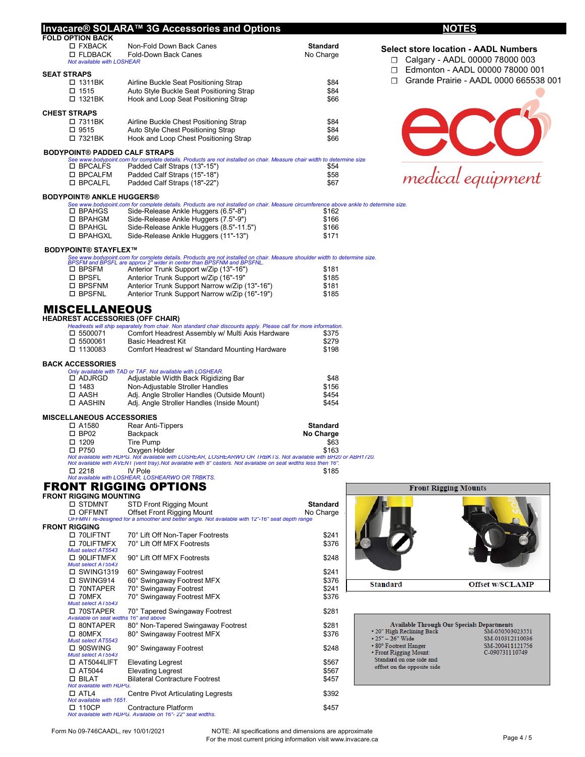# Invacare® SOLARA™ 3G Accessories and Options

## FOLD OPTION BACK

| Code | Description | Price |
|---|---|---|
| ☐ FXBACK | Non-Fold Down Back Canes | **Standard** |
| ☐ FLDBACK | Fold-Down Back Canes | No Charge |

*Not available with LOSHEAR*

## SEAT STRAPS

| Code | Description | Price |
|---|---|---|
| ☐ 1311BK | Airline Buckle Seat Positioning Strap | $84 |
| ☐ 1515 | Auto Style Buckle Seat Positioning Strap | $84 |
| ☐ 1321BK | Hook and Loop Seat Positioning Strap | $66 |

## CHEST STRAPS

| Code | Description | Price |
|---|---|---|
| ☐ 7311BK | Airline Buckle Chest Positioning Strap | $84 |
| ☐ 9515 | Auto Style Chest Positioning Strap | $84 |
| ☐ 7321BK | Hook and Loop Chest Positioning Strap | $66 |

## BODYPOINT® PADDED CALF STRAPS

*See www.bodypoint.com for complete details. Products are not installed on chair. Measure chair width to determine size*

| Code | Description | Price |
|---|---|---|
| ☐ BPCALFS | Padded Calf Straps (13"-15") | $54 |
| ☐ BPCALFM | Padded Calf Straps (15"-18") | $58 |
| ☐ BPCALFL | Padded Calf Straps (18"-22") | $67 |

## BODYPOINT® ANKLE HUGGERS®

*See www.bodypoint.com for complete details. Products are not installed on chair. Measure circumference above ankle to determine size.*

| Code | Description | Price |
|---|---|---|
| ☐ BPAHGS | Side-Release Ankle Huggers (6.5"-8") | $162 |
| ☐ BPAHGM | Side-Release Ankle Huggers (7.5"-9") | $166 |
| ☐ BPAHGL | Side-Release Ankle Huggers (8.5"-11.5") | $166 |
| ☐ BPAHGXL | Side-Release Ankle Huggers (11"-13") | $171 |

## BODYPOINT® STAYFLEX™

*See www.bodypoint.com for complete details. Products are not installed on chair. Measure shoulder width to determine size.*
*BPSFM and BPSFL are approx 2" wider in center than BPSFNM and BPSFNL.*

| Code | Description | Price |
|---|---|---|
| ☐ BPSFM | Anterior Trunk Support w/Zip (13"-16") | $181 |
| ☐ BPSFL | Anterior Trunk Support w/Zip (16"-19") | $185 |
| ☐ BPSFNM | Anterior Trunk Support Narrow w/Zip (13"-16") | $181 |
| ☐ BPSFNL | Anterior Trunk Support Narrow w/Zip (16"-19") | $185 |

# MISCELLANEOUS

## HEADREST ACCESSORIES (OFF CHAIR)

*Headrests will ship separately from chair. Non standard chair discounts apply. Please call for more information.*

| Code | Description | Price |
|---|---|---|
| ☐ 5500071 | Comfort Headrest Assembly w/ Multi Axis Hardware | $375 |
| ☐ 5500061 | Basic Headrest Kit | $279 |
| ☐ 1130083 | Comfort Headrest w/ Standard Mounting Hardware | $198 |

## BACK ACCESSORIES

*Only available with TAD or TAF. Not available with LOSHEAR.*

| Code | Description | Price |
|---|---|---|
| ☐ ADJRGD | Adjustable Width Back Rigidizing Bar | $48 |
| ☐ 1483 | Non-Adjustable Stroller Handles | $156 |
| ☐ AASH | Adj. Angle Stroller Handles (Outside Mount) | $454 |
| ☐ AASHIN | Adj. Angle Stroller Handles (Inside Mount) | $454 |

## MISCELLANEOUS ACCESSORIES

| Code | Description | Price |
|---|---|---|
| ☐ A1580 | Rear Anti-Tippers | **Standard** |
| ☐ BP02 | Backpack | **No Charge** |
| ☐ 1209 | Tire Pump | $63 |
| ☐ P750 | Oxygen Holder | $163 |

*Not available with HDPG. Not available with LOSHEAR, LOSHEARWO OR TRBKTS. Not available with BH20 or ABH1720. Not available with AVENT (vent tray).Not available with 8" casters. Not available on seat widths less then 16".*

| Code | Description | Price |
|---|---|---|
| ☐ 2218 | IV Pole | $185 |

*Not available with LOSHEAR, LOSHEARWO OR TRBKTS.*

# FRONT RIGGING OPTIONS

## FRONT RIGGING MOUNTING

| Code | Description | Price |
|---|---|---|
| ☐ STDMNT | STD Front Rigging Mount | **Standard** |
| ☐ OFFMNT | Offset Front Rigging Mount | No Charge |

*OFFMNT re-designed for a smoother and better angle. Not available with 12"-16" seat depth range*

## FRONT RIGGING

| Code | Description | Price |
|---|---|---|
| ☐ 70LIFTNT | 70° Lift Off Non-Taper Footrests | $241 |
| ☐ 70LIFTMFX | 70° Lift Off MFX Footrests *(Must select AT5543)* | $376 |
| ☐ 90LIFTMFX | 90° Lift Off MFX Footrests *(Must select AT5543)* | $248 |
| ☐ SWING1319 | 60° Swingaway Footrest | $241 |
| ☐ SWING914 | 60° Swingaway Footrest MFX | $376 |
| ☐ 70NTAPER | 70° Swingaway Footrest | $241 |
| ☐ 70MFX | 70° Swingaway Footrest MFX *(Must select AT5543)* | $376 |
| ☐ 70STAPER | 70° Tapered Swingaway Footrest *(Available on seat widths 16" and above)* | $281 |
| ☐ 80NTAPER | 80° Non-Tapered Swingaway Footrest | $281 |
| ☐ 80MFX | 80° Swingaway Footrest MFX *(Must select AT5543)* | $376 |
| ☐ 90SWING | 90° Swingaway Footrest *(Must select AT5543)* | $248 |
| ☐ AT5044LIFT | Elevating Legrest | $567 |
| ☐ AT5044 | Elevating Legrest | $567 |
| ☐ BILAT | Bilateral Contracture Footrest *(Not available with HDPG.)* | $457 |
| ☐ ATL4 | Centre Pivot Articulating Legrests *(Not available with 1651.)* | $392 |
| ☐ 110CP | Contracture Platform *(Not available with HDPG. Available on 16"- 22" seat widths.)* | $457 |

## NOTES

**Select store location - AADL Numbers**

- ☐ Calgary - AADL 00000 78000 003
- ☐ Edmonton - AADL 00000 78000 001
- ☐ Grande Prairie - AADL 0000 665538 001

eco medical equipment

**Front Rigging Mounts**

Standard — Offset w/SCLAMP

**Available Through Our Specials Departments**

| Item | Number |
|---|---|
| • 20" High Reclining Back | SM-050503023551 |
| • 25" – 26" Wide | SM-010312110036 |
| • 80° Footrest Hanger | SM-200411121756 |
| • Front Rigging Mount: Standard on one side and offset on the opposite side | C-090731110749 |

Form No 09-746CAADL, rev 10/01/2021

NOTE: All specifications and dimensions are approximate
For the most current pricing information visit www.invacare.ca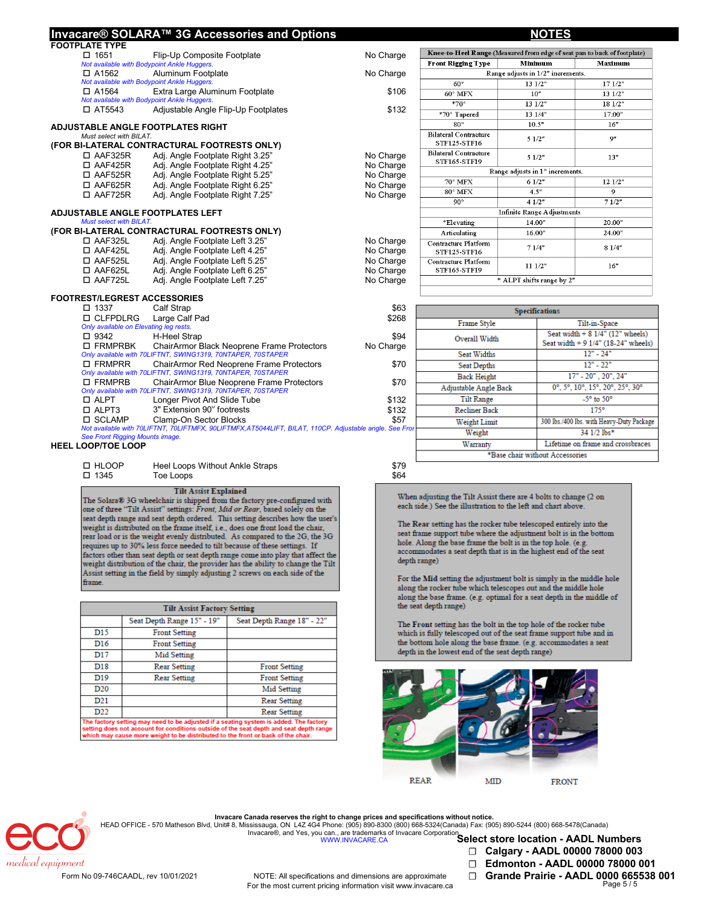# Invacare® SOLARA™ 3G Accessories and Options

## FOOTPLATE TYPE

| | | |
|---|---|---|
| ☐ 1651 | Flip-Up Composite Footplate | No Charge |
| *Not available with Bodypoint Ankle Huggers.* | | |
| ☐ A1562 | Aluminum Footplate | No Charge |
| *Not available with Bodypoint Ankle Huggers.* | | |
| ☐ A1564 | Extra Large Aluminum Footplate | $106 |
| *Not available with Bodypoint Ankle Huggers.* | | |
| ☐ AT5543 | Adjustable Angle Flip-Up Footplates | $132 |

## ADJUSTABLE ANGLE FOOTPLATES RIGHT

*Must select with BILAT.*

**(FOR BI-LATERAL CONTRACTURAL FOOTRESTS ONLY)**

| | | |
|---|---|---|
| ☐ AAF325R | Adj. Angle Footplate Right 3.25" | No Charge |
| ☐ AAF425R | Adj. Angle Footplate Right 4.25" | No Charge |
| ☐ AAF525R | Adj. Angle Footplate Right 5.25" | No Charge |
| ☐ AAF625R | Adj. Angle Footplate Right 6.25" | No Charge |
| ☐ AAF725R | Adj. Angle Footplate Right 7.25" | No Charge |

## ADJUSTABLE ANGLE FOOTPLATES LEFT

*Must select with BILAT.*

**(FOR BI-LATERAL CONTRACTURAL FOOTRESTS ONLY)**

| | | |
|---|---|---|
| ☐ AAF325L | Adj. Angle Footplate Left 3.25" | No Charge |
| ☐ AAF425L | Adj. Angle Footplate Left 4.25" | No Charge |
| ☐ AAF525L | Adj. Angle Footplate Left 5.25" | No Charge |
| ☐ AAF625L | Adj. Angle Footplate Left 6.25" | No Charge |
| ☐ AAF725L | Adj. Angle Footplate Left 7.25" | No Charge |

## FOOTREST/LEGREST ACCESSORIES

| | | |
|---|---|---|
| ☐ 1337 | Calf Strap | $63 |
| ☐ CLFPDLRG | Large Calf Pad | $268 |
| *Only available on Elevating leg rests.* | | |
| ☐ 9342 | H-Heel Strap | $94 |
| ☐ FRMPRBK | ChairArmor Black Neoprene Frame Protectors | No Charge |
| *Only available with 70LIFTNT, SWING1319, 70NTAPER, 70STAPER* | | |
| ☐ FRMPRR | ChairArmor Red Neoprene Frame Protectors | $70 |
| *Only available with 70LIFTNT, SWING1319, 70NTAPER, 70STAPER* | | |
| ☐ FRMPRB | ChairArmor Blue Neoprene Frame Protectors | $70 |
| *Only available with 70LIFTNT, SWING1319, 70NTAPER, 70STAPER* | | |
| ☐ ALPT | Longer Pivot And Slide Tube | $132 |
| ☐ ALPT3 | 3" Extension 90° footrests | $132 |
| ☐ SCLAMP | Clamp-On Sector Blocks | $57 |
| *Not available with 70LIFTNT, 70LIFTMFX, 90LIFTMFX,AT5044LIFT, BILAT, 110CP. Adjustable angle. See Front Rigging Mounts image.* | | |

## HEEL LOOP/TOE LOOP

| | | |
|---|---|---|
| ☐ HLOOP | Heel Loops Without Ankle Straps | $79 |
| ☐ 1345 | Toe Loops | $64 |

## NOTES

| Knee-to-Heel Range (Measured from edge of seat pan to back of footplate) | | |
|---|---|---|
| **Front Rigging Type** | **Minimum** | **Maximum** |
| Range adjusts in 1/2" increments. | | |
| 60° | 13 1/2" | 17 1/2" |
| 60° MFX | 10" | 13 1/2" |
| *70° | 13 1/2" | 18 1/2" |
| *70° Tapered | 13 1/4" | 17.00" |
| 80° | 10.5" | 16" |
| Bilateral Contracture STF125-STF16 | 5 1/2" | 9" |
| Bilateral Contracture STF165-STF19 | 5 1/2" | 13" |
| Range adjusts in 1" increments. | | |
| 70° MFX | 6 1/2" | 12 1/2" |
| 80° MFX | 4.5" | 9 |
| 90° | 4 1/2" | 7 1/2" |
| Infinite Range Adjustments | | |
| *Elevating | 14.00" | 20.00" |
| Articulating | 16.00" | 24.00" |
| Contracture Platform STF125-STF16 | 7 1/4" | 8 1/4" |
| Contracture Platform STF165-STF19 | 11 1/2" | 16" |
| * ALPT shifts range by 2" | | |

| Specifications | |
|---|---|
| Frame Style | Tilt-in-Space |
| Overall Width | Seat width + 8 1/4" (12" wheels) Seat width + 9 1/4" (18-24" wheels) |
| Seat Widths | 12" - 24" |
| Seat Depths | 12" - 22" |
| Back Height | 17" - 20", 20", 24" |
| Adjustable Angle Back | 0°, 5°, 10°, 15°, 20°, 25°, 30° |
| Tilt Range | -5° to 50° |
| Recliner Back | 175° |
| Weight Limit | 300 lbs./400 lbs. with Heavy-Duty Package |
| Weight | 34 1/2 lbs* |
| Warranty | Lifetime on frame and crossbraces |
| *Base chair without Accessories | |

### Tilt Assist Explained

The Solara® 3G wheelchair is shipped from the factory pre-configured with one of three "Tilt Assist" settings: *Front, Mid or Rear*, based solely on the seat depth range and seat depth ordered. This setting describes how the user's weight is distributed on the frame itself, i.e., does one front load the chair, rear load or is the weight evenly distributed. As compared to the 2G, the 3G requires up to 30% less force needed to tilt because of these settings. If factors other than seat depth or seat depth range come into play that affect the weight distribution of the chair, the provider has the ability to change the Tilt Assist setting in the field by simply adjusting 2 screws on each side of the frame.

| Tilt Assist Factory Setting | | |
|---|---|---|
| | Seat Depth Range 15" - 19" | Seat Depth Range 18" - 22" |
| D15 | Front Setting | |
| D16 | Front Setting | |
| D17 | Mid Setting | |
| D18 | Rear Setting | Front Setting |
| D19 | Rear Setting | Front Setting |
| D20 | | Mid Setting |
| D21 | | Rear Setting |
| D22 | | Rear Setting |

The factory setting may need to be adjusted if a seating system is added. The factory setting does not account for conditions outside of the seat depth and seat depth range which may cause more weight to be distributed to the front or back of the chair.

When adjusting the Tilt Assist there are 4 bolts to change (2 on each side.) See the illustration to the left and chart above.

The **Rear** setting has the rocker tube telescoped entirely into the seat frame support tube where the adjustment bolt is in the bottom hole. Along the base frame the bolt is in the top hole. (e.g. accommodates a seat depth that is in the highest end of the seat depth range)

For the **Mid** setting the adjustment bolt is simply in the middle hole along the rocker tube which telescopes out and the middle hole along the base frame. (e.g. optimal for a seat depth in the middle of the seat depth range)

The **Front** setting has the bolt in the top hole of the rocker tube which is fully telescoped out of the seat frame support tube and in the bottom hole along the base frame. (e.g. accommodates a seat depth in the lowest end of the seat depth range)

REAR MID FRONT

**Invacare Canada reserves the right to change prices and specifications without notice.**

HEAD OFFICE - 570 Matheson Blvd, Unit# 8, Mississauga, ON L4Z 4G4 Phone: (905) 890-8300 (800) 668-5324(Canada) Fax: (905) 890-5244 (800) 668-5478(Canada)

Invacare®, and Yes, you can., are trademarks of Invacare Corporation.

WWW.INVACARE.CA

Form No 09-746CAADL, rev 10/01/2021

NOTE: All specifications and dimensions are approximate

For the most current pricing information visit www.invacare.ca

**Select store location - AADL Numbers**

- ☐ **Calgary - AADL 00000 78000 003**
- ☐ **Edmonton - AADL 00000 78000 001**
- ☐ **Grande Prairie - AADL 0000 665538 001**